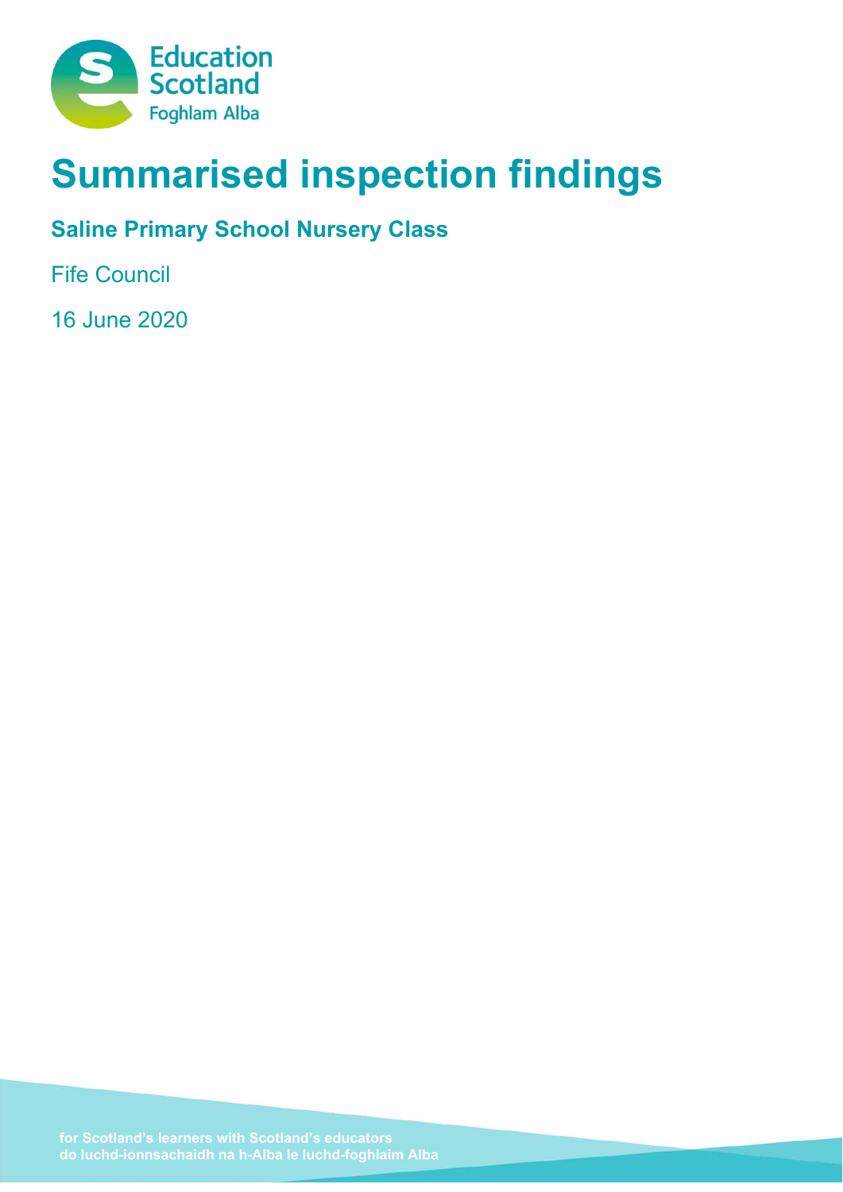Education Scotland
Foghlam Alba

# Summarised inspection findings

## Saline Primary School Nursery Class

Fife Council

16 June 2020

for Scotland's learners with Scotland's educators
do luchd-ionnsachaidh na h-Alba le luchd-foghlaim Alba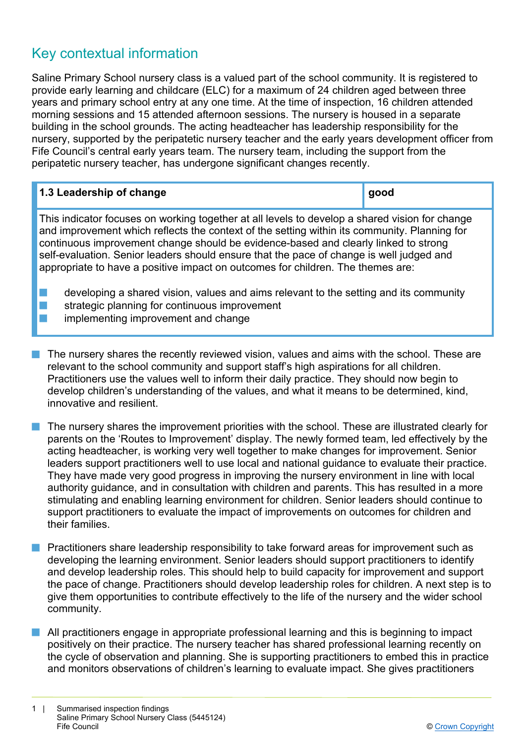## Key contextual information

Saline Primary School nursery class is a valued part of the school community. It is registered to provide early learning and childcare (ELC) for a maximum of 24 children aged between three years and primary school entry at any one time. At the time of inspection, 16 children attended morning sessions and 15 attended afternoon sessions. The nursery is housed in a separate building in the school grounds. The acting headteacher has leadership responsibility for the nursery, supported by the peripatetic nursery teacher and the early years development officer from Fife Council's central early years team. The nursery team, including the support from the peripatetic nursery teacher, has undergone significant changes recently.

| 1.3 Leadership of change | good |
|---|---|
| This indicator focuses on working together at all levels to develop a shared vision for change and improvement which reflects the context of the setting within its community. Planning for continuous improvement change should be evidence-based and clearly linked to strong self-evaluation. Senior leaders should ensure that the pace of change is well judged and appropriate to have a positive impact on outcomes for children. The themes are:<br>- developing a shared vision, values and aims relevant to the setting and its community<br>- strategic planning for continuous improvement<br>- implementing improvement and change | |

- The nursery shares the recently reviewed vision, values and aims with the school. These are relevant to the school community and support staff's high aspirations for all children. Practitioners use the values well to inform their daily practice. They should now begin to develop children's understanding of the values, and what it means to be determined, kind, innovative and resilient.

- The nursery shares the improvement priorities with the school. These are illustrated clearly for parents on the 'Routes to Improvement' display. The newly formed team, led effectively by the acting headteacher, is working very well together to make changes for improvement. Senior leaders support practitioners well to use local and national guidance to evaluate their practice. They have made very good progress in improving the nursery environment in line with local authority guidance, and in consultation with children and parents. This has resulted in a more stimulating and enabling learning environment for children. Senior leaders should continue to support practitioners to evaluate the impact of improvements on outcomes for children and their families.

- Practitioners share leadership responsibility to take forward areas for improvement such as developing the learning environment. Senior leaders should support practitioners to identify and develop leadership roles. This should help to build capacity for improvement and support the pace of change. Practitioners should develop leadership roles for children. A next step is to give them opportunities to contribute effectively to the life of the nursery and the wider school community.

- All practitioners engage in appropriate professional learning and this is beginning to impact positively on their practice. The nursery teacher has shared professional learning recently on the cycle of observation and planning. She is supporting practitioners to embed this in practice and monitors observations of children's learning to evaluate impact. She gives practitioners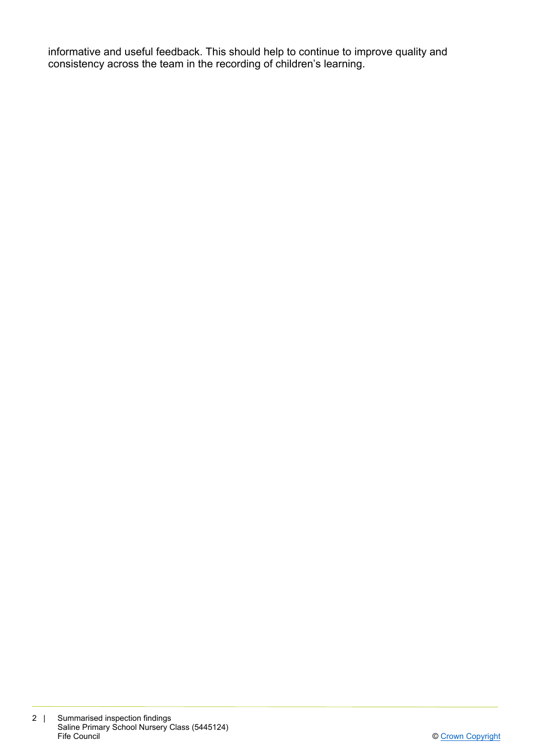informative and useful feedback. This should help to continue to improve quality and consistency across the team in the recording of children's learning.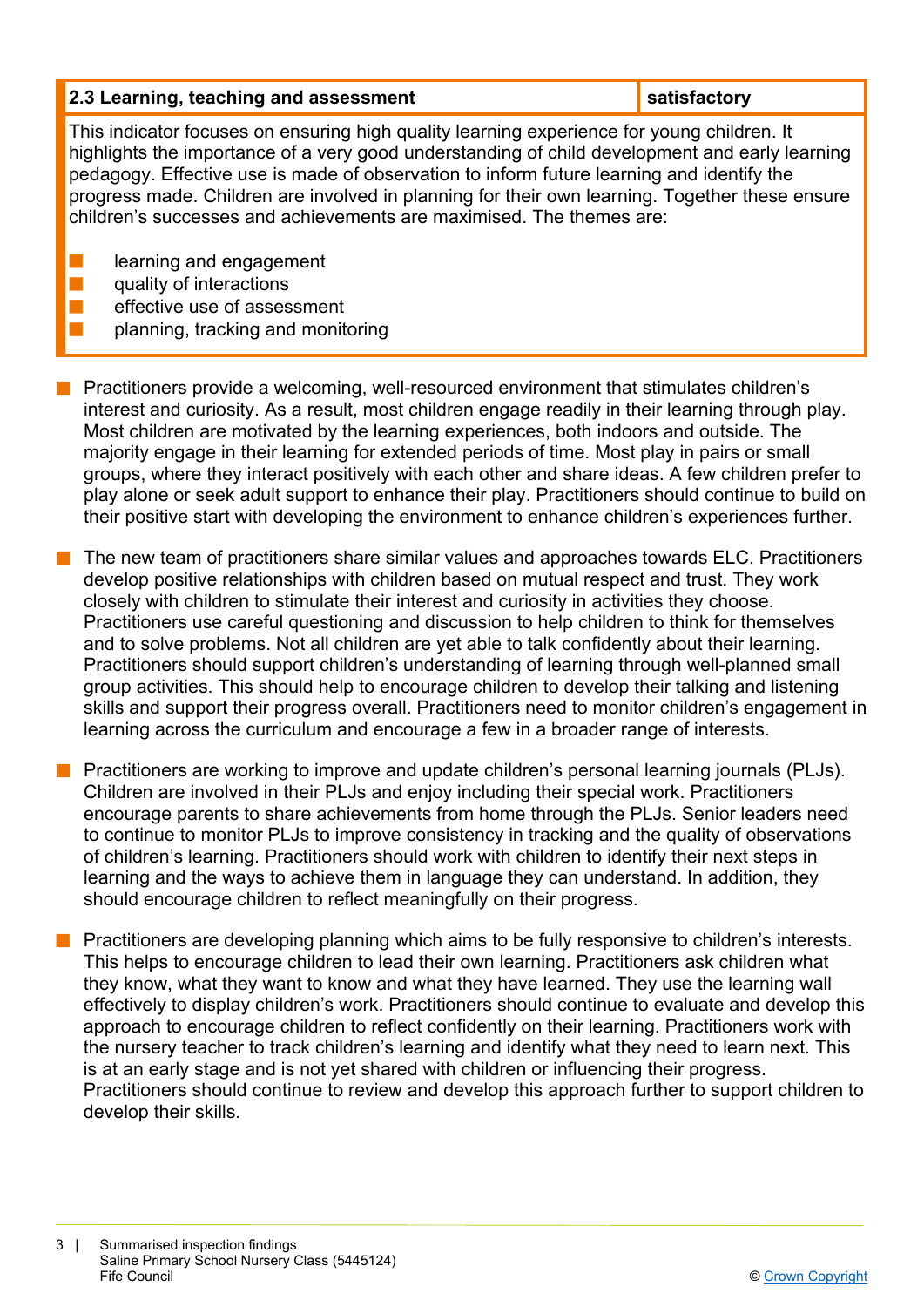| 2.3 Learning, teaching and assessment | satisfactory |
| --- | --- |

This indicator focuses on ensuring high quality learning experience for young children. It highlights the importance of a very good understanding of child development and early learning pedagogy. Effective use is made of observation to inform future learning and identify the progress made. Children are involved in planning for their own learning. Together these ensure children's successes and achievements are maximised. The themes are:

- learning and engagement
- quality of interactions
- effective use of assessment
- planning, tracking and monitoring

- Practitioners provide a welcoming, well-resourced environment that stimulates children's interest and curiosity. As a result, most children engage readily in their learning through play. Most children are motivated by the learning experiences, both indoors and outside. The majority engage in their learning for extended periods of time. Most play in pairs or small groups, where they interact positively with each other and share ideas. A few children prefer to play alone or seek adult support to enhance their play. Practitioners should continue to build on their positive start with developing the environment to enhance children's experiences further.

- The new team of practitioners share similar values and approaches towards ELC. Practitioners develop positive relationships with children based on mutual respect and trust. They work closely with children to stimulate their interest and curiosity in activities they choose. Practitioners use careful questioning and discussion to help children to think for themselves and to solve problems. Not all children are yet able to talk confidently about their learning. Practitioners should support children's understanding of learning through well-planned small group activities. This should help to encourage children to develop their talking and listening skills and support their progress overall. Practitioners need to monitor children's engagement in learning across the curriculum and encourage a few in a broader range of interests.

- Practitioners are working to improve and update children's personal learning journals (PLJs). Children are involved in their PLJs and enjoy including their special work. Practitioners encourage parents to share achievements from home through the PLJs. Senior leaders need to continue to monitor PLJs to improve consistency in tracking and the quality of observations of children's learning. Practitioners should work with children to identify their next steps in learning and the ways to achieve them in language they can understand. In addition, they should encourage children to reflect meaningfully on their progress.

- Practitioners are developing planning which aims to be fully responsive to children's interests. This helps to encourage children to lead their own learning. Practitioners ask children what they know, what they want to know and what they have learned. They use the learning wall effectively to display children's work. Practitioners should continue to evaluate and develop this approach to encourage children to reflect confidently on their learning. Practitioners work with the nursery teacher to track children's learning and identify what they need to learn next. This is at an early stage and is not yet shared with children or influencing their progress. Practitioners should continue to review and develop this approach further to support children to develop their skills.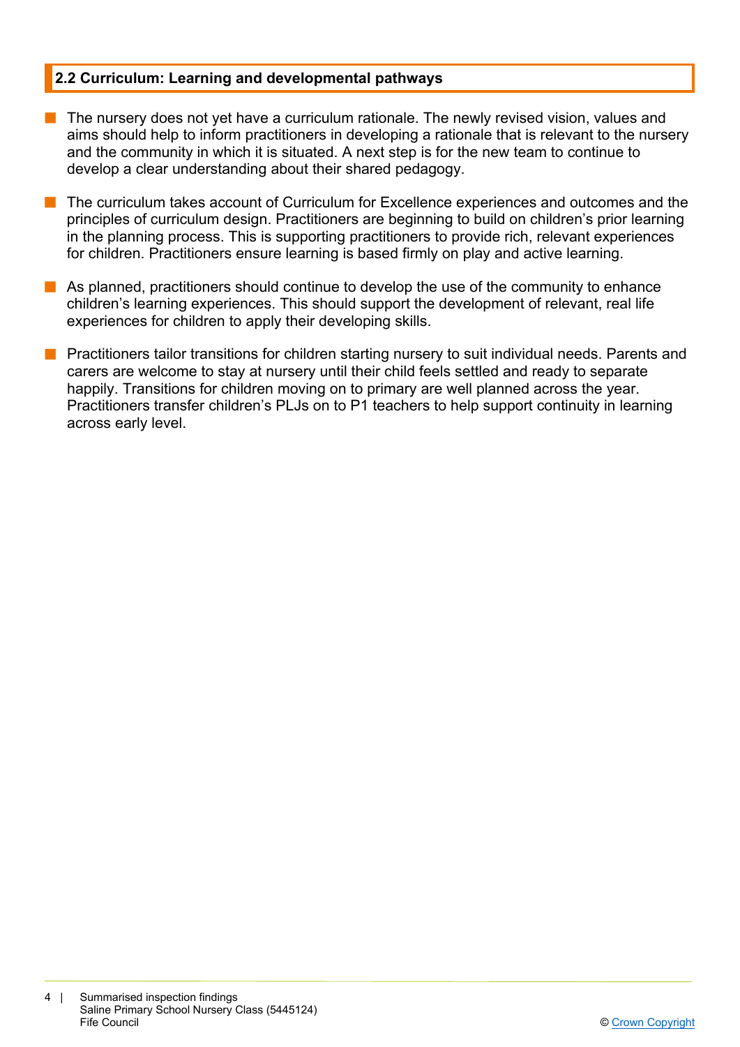## 2.2 Curriculum: Learning and developmental pathways

- The nursery does not yet have a curriculum rationale. The newly revised vision, values and aims should help to inform practitioners in developing a rationale that is relevant to the nursery and the community in which it is situated. A next step is for the new team to continue to develop a clear understanding about their shared pedagogy.

- The curriculum takes account of Curriculum for Excellence experiences and outcomes and the principles of curriculum design. Practitioners are beginning to build on children's prior learning in the planning process. This is supporting practitioners to provide rich, relevant experiences for children. Practitioners ensure learning is based firmly on play and active learning.

- As planned, practitioners should continue to develop the use of the community to enhance children's learning experiences. This should support the development of relevant, real life experiences for children to apply their developing skills.

- Practitioners tailor transitions for children starting nursery to suit individual needs. Parents and carers are welcome to stay at nursery until their child feels settled and ready to separate happily. Transitions for children moving on to primary are well planned across the year. Practitioners transfer children's PLJs on to P1 teachers to help support continuity in learning across early level.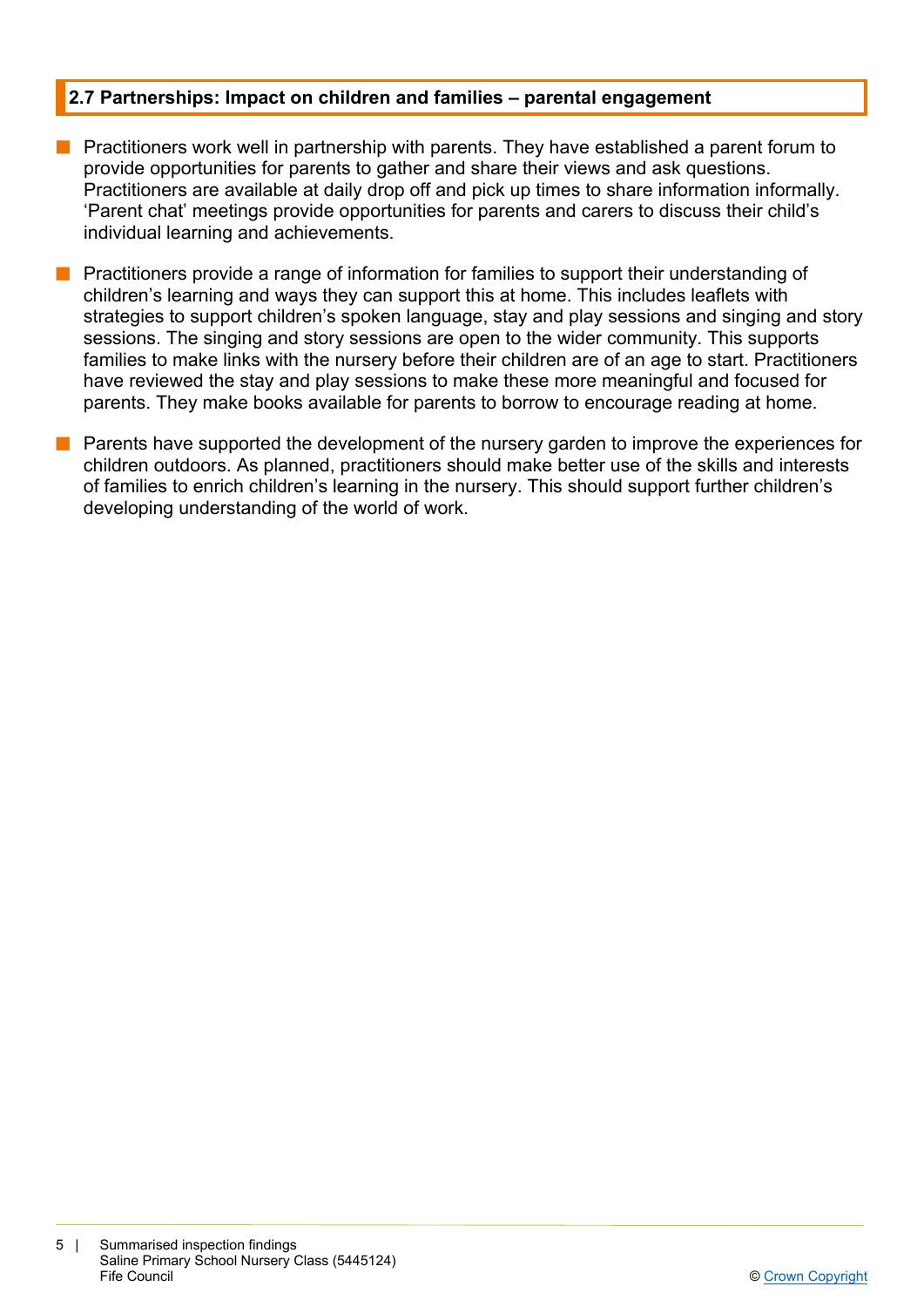## 2.7 Partnerships: Impact on children and families – parental engagement

- Practitioners work well in partnership with parents. They have established a parent forum to provide opportunities for parents to gather and share their views and ask questions. Practitioners are available at daily drop off and pick up times to share information informally. 'Parent chat' meetings provide opportunities for parents and carers to discuss their child's individual learning and achievements.

- Practitioners provide a range of information for families to support their understanding of children's learning and ways they can support this at home. This includes leaflets with strategies to support children's spoken language, stay and play sessions and singing and story sessions. The singing and story sessions are open to the wider community. This supports families to make links with the nursery before their children are of an age to start. Practitioners have reviewed the stay and play sessions to make these more meaningful and focused for parents. They make books available for parents to borrow to encourage reading at home.

- Parents have supported the development of the nursery garden to improve the experiences for children outdoors. As planned, practitioners should make better use of the skills and interests of families to enrich children's learning in the nursery. This should support further children's developing understanding of the world of work.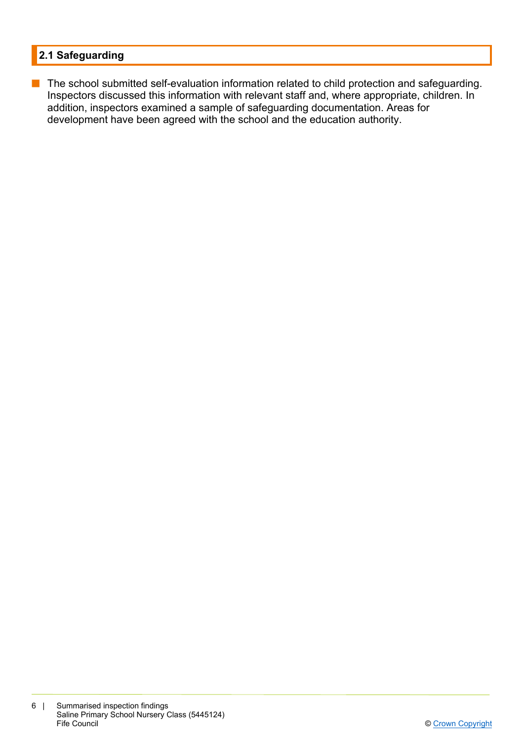## 2.1 Safeguarding

- The school submitted self-evaluation information related to child protection and safeguarding. Inspectors discussed this information with relevant staff and, where appropriate, children. In addition, inspectors examined a sample of safeguarding documentation. Areas for development have been agreed with the school and the education authority.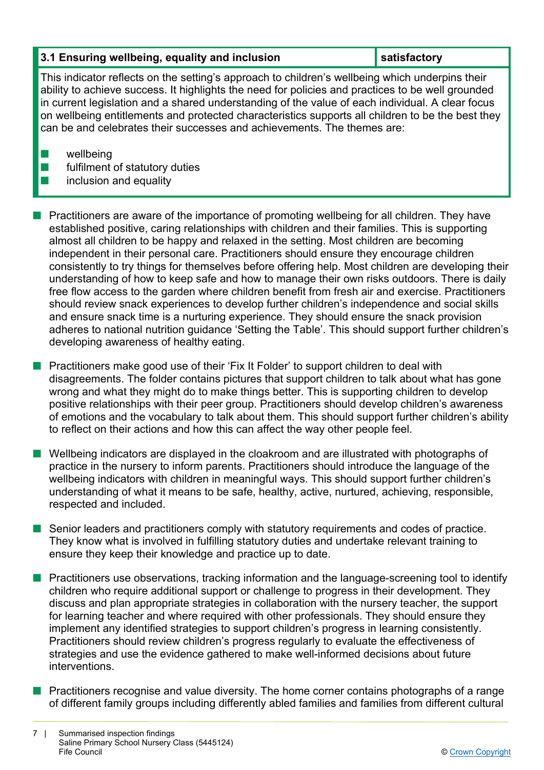| 3.1 Ensuring wellbeing, equality and inclusion | satisfactory |
|---|---|

This indicator reflects on the setting's approach to children's wellbeing which underpins their ability to achieve success. It highlights the need for policies and practices to be well grounded in current legislation and a shared understanding of the value of each individual. A clear focus on wellbeing entitlements and protected characteristics supports all children to be the best they can be and celebrates their successes and achievements. The themes are:

- wellbeing
- fulfilment of statutory duties
- inclusion and equality

- Practitioners are aware of the importance of promoting wellbeing for all children. They have established positive, caring relationships with children and their families. This is supporting almost all children to be happy and relaxed in the setting. Most children are becoming independent in their personal care. Practitioners should ensure they encourage children consistently to try things for themselves before offering help. Most children are developing their understanding of how to keep safe and how to manage their own risks outdoors. There is daily free flow access to the garden where children benefit from fresh air and exercise. Practitioners should review snack experiences to develop further children's independence and social skills and ensure snack time is a nurturing experience. They should ensure the snack provision adheres to national nutrition guidance 'Setting the Table'. This should support further children's developing awareness of healthy eating.

- Practitioners make good use of their 'Fix It Folder' to support children to deal with disagreements. The folder contains pictures that support children to talk about what has gone wrong and what they might do to make things better. This is supporting children to develop positive relationships with their peer group. Practitioners should develop children's awareness of emotions and the vocabulary to talk about them. This should support further children's ability to reflect on their actions and how this can affect the way other people feel.

- Wellbeing indicators are displayed in the cloakroom and are illustrated with photographs of practice in the nursery to inform parents. Practitioners should introduce the language of the wellbeing indicators with children in meaningful ways. This should support further children's understanding of what it means to be safe, healthy, active, nurtured, achieving, responsible, respected and included.

- Senior leaders and practitioners comply with statutory requirements and codes of practice. They know what is involved in fulfilling statutory duties and undertake relevant training to ensure they keep their knowledge and practice up to date.

- Practitioners use observations, tracking information and the language-screening tool to identify children who require additional support or challenge to progress in their development. They discuss and plan appropriate strategies in collaboration with the nursery teacher, the support for learning teacher and where required with other professionals. They should ensure they implement any identified strategies to support children's progress in learning consistently. Practitioners should review children's progress regularly to evaluate the effectiveness of strategies and use the evidence gathered to make well-informed decisions about future interventions.

- Practitioners recognise and value diversity. The home corner contains photographs of a range of different family groups including differently abled families and families from different cultural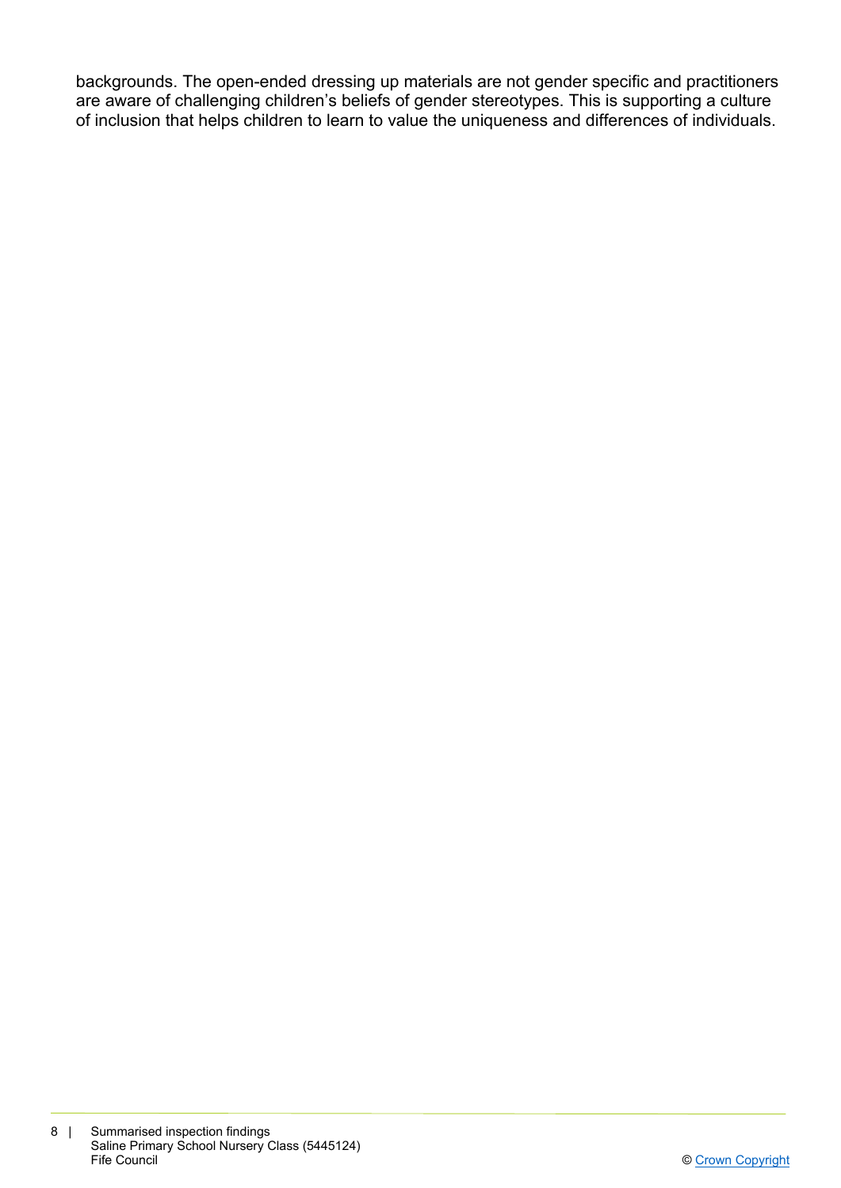backgrounds. The open-ended dressing up materials are not gender specific and practitioners are aware of challenging children's beliefs of gender stereotypes. This is supporting a culture of inclusion that helps children to learn to value the uniqueness and differences of individuals.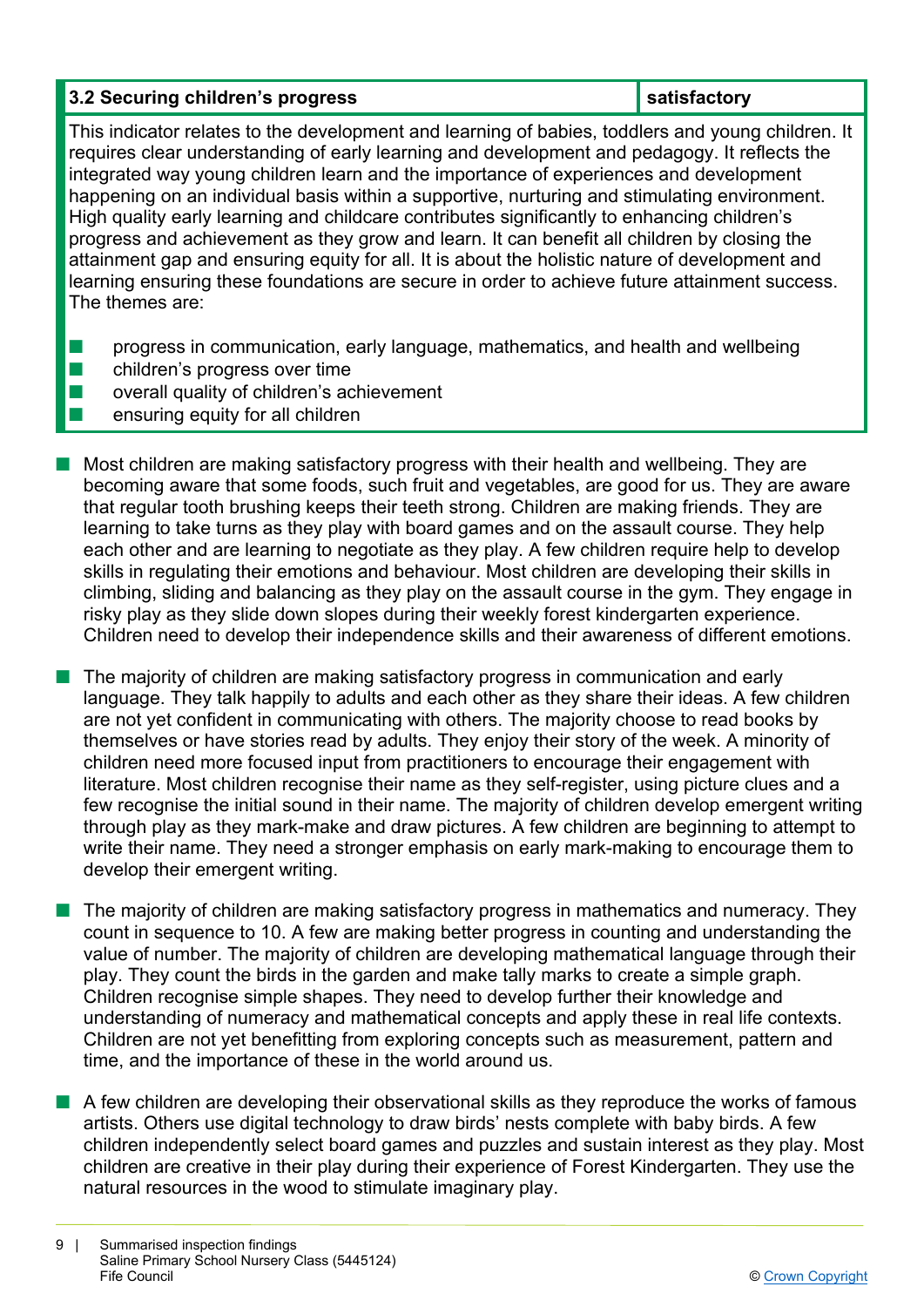| 3.2 Securing children's progress | satisfactory |
| --- | --- |

This indicator relates to the development and learning of babies, toddlers and young children. It requires clear understanding of early learning and development and pedagogy. It reflects the integrated way young children learn and the importance of experiences and development happening on an individual basis within a supportive, nurturing and stimulating environment. High quality early learning and childcare contributes significantly to enhancing children's progress and achievement as they grow and learn. It can benefit all children by closing the attainment gap and ensuring equity for all. It is about the holistic nature of development and learning ensuring these foundations are secure in order to achieve future attainment success. The themes are:

- progress in communication, early language, mathematics, and health and wellbeing
- children's progress over time
- overall quality of children's achievement
- ensuring equity for all children

- Most children are making satisfactory progress with their health and wellbeing. They are becoming aware that some foods, such fruit and vegetables, are good for us. They are aware that regular tooth brushing keeps their teeth strong. Children are making friends. They are learning to take turns as they play with board games and on the assault course. They help each other and are learning to negotiate as they play. A few children require help to develop skills in regulating their emotions and behaviour. Most children are developing their skills in climbing, sliding and balancing as they play on the assault course in the gym. They engage in risky play as they slide down slopes during their weekly forest kindergarten experience. Children need to develop their independence skills and their awareness of different emotions.

- The majority of children are making satisfactory progress in communication and early language. They talk happily to adults and each other as they share their ideas. A few children are not yet confident in communicating with others. The majority choose to read books by themselves or have stories read by adults. They enjoy their story of the week. A minority of children need more focused input from practitioners to encourage their engagement with literature. Most children recognise their name as they self-register, using picture clues and a few recognise the initial sound in their name. The majority of children develop emergent writing through play as they mark-make and draw pictures. A few children are beginning to attempt to write their name. They need a stronger emphasis on early mark-making to encourage them to develop their emergent writing.

- The majority of children are making satisfactory progress in mathematics and numeracy. They count in sequence to 10. A few are making better progress in counting and understanding the value of number. The majority of children are developing mathematical language through their play. They count the birds in the garden and make tally marks to create a simple graph. Children recognise simple shapes. They need to develop further their knowledge and understanding of numeracy and mathematical concepts and apply these in real life contexts. Children are not yet benefitting from exploring concepts such as measurement, pattern and time, and the importance of these in the world around us.

- A few children are developing their observational skills as they reproduce the works of famous artists. Others use digital technology to draw birds' nests complete with baby birds. A few children independently select board games and puzzles and sustain interest as they play. Most children are creative in their play during their experience of Forest Kindergarten. They use the natural resources in the wood to stimulate imaginary play.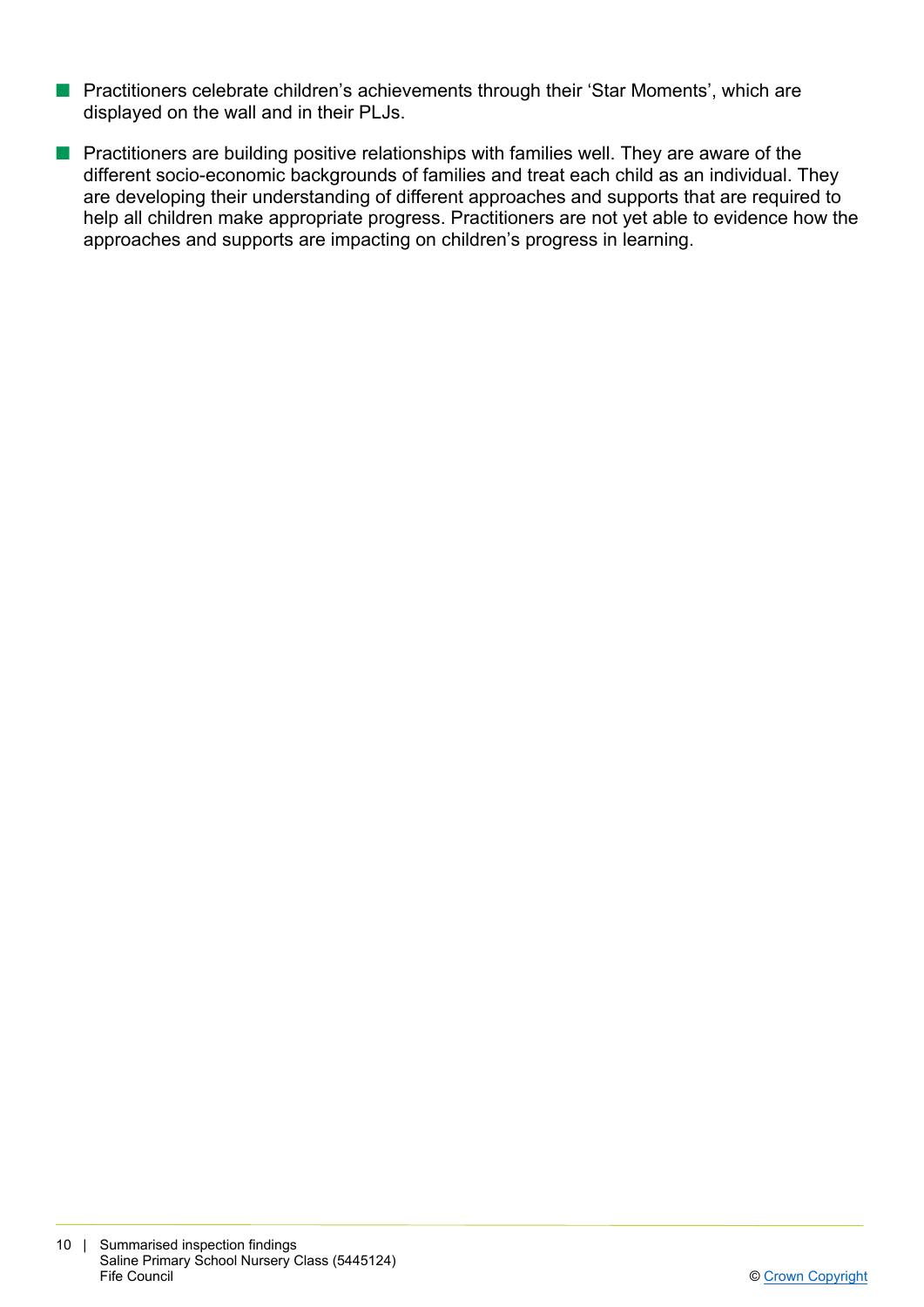- Practitioners celebrate children's achievements through their 'Star Moments', which are displayed on the wall and in their PLJs.
- Practitioners are building positive relationships with families well. They are aware of the different socio-economic backgrounds of families and treat each child as an individual. They are developing their understanding of different approaches and supports that are required to help all children make appropriate progress. Practitioners are not yet able to evidence how the approaches and supports are impacting on children's progress in learning.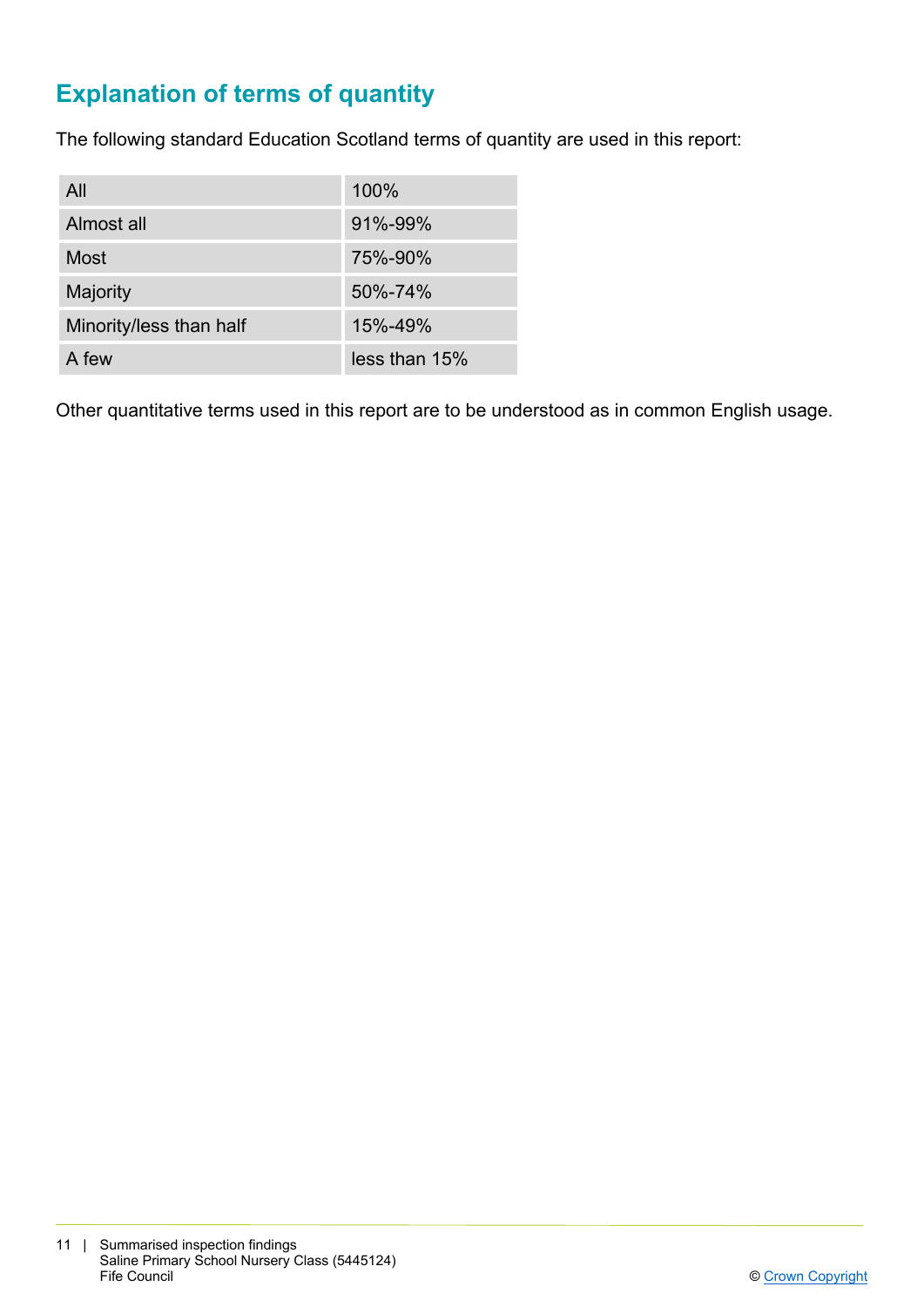## Explanation of terms of quantity

The following standard Education Scotland terms of quantity are used in this report:

| | |
|---|---|
| All | 100% |
| Almost all | 91%-99% |
| Most | 75%-90% |
| Majority | 50%-74% |
| Minority/less than half | 15%-49% |
| A few | less than 15% |

Other quantitative terms used in this report are to be understood as in common English usage.